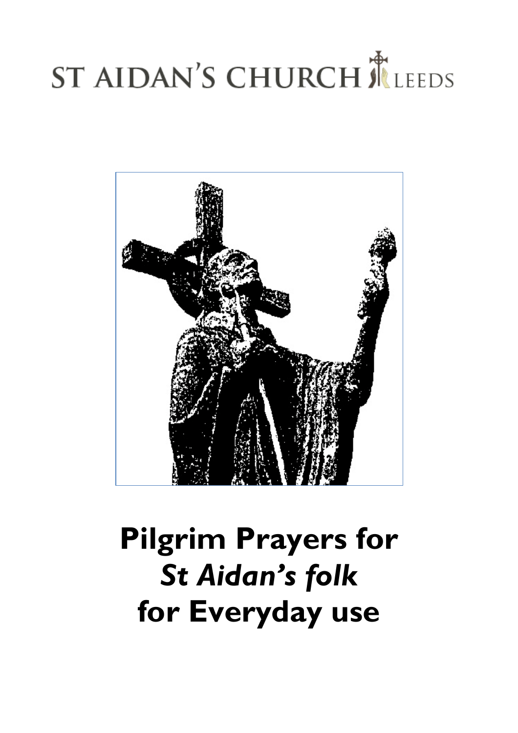ST AIDAN'S CHURCH LEEDS

# Pilgrim Prayers for *St Aidan's folk* for Everyday use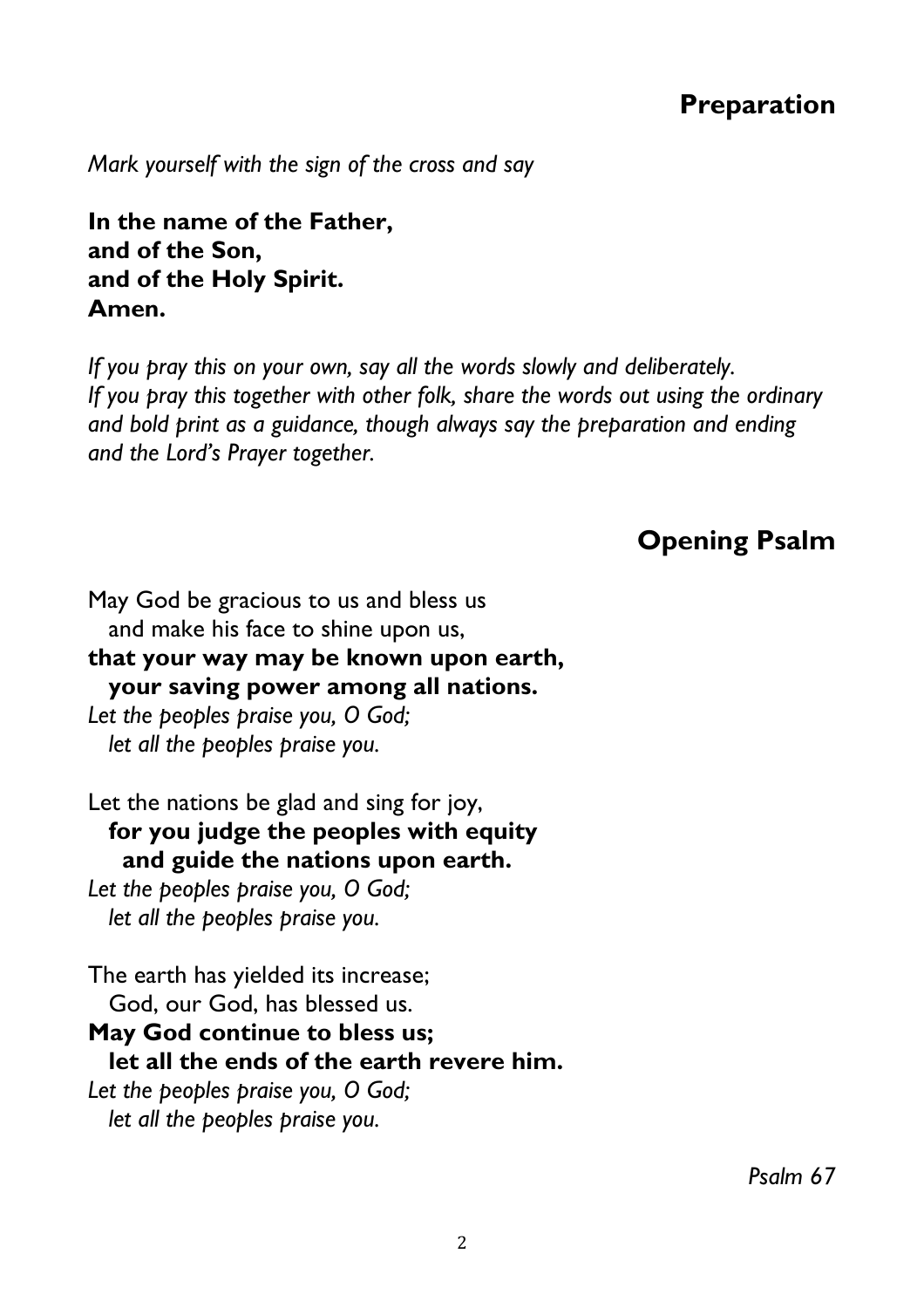## Preparation

*Mark yourself with the sign of the cross and say*

**In the name of the Father,**
**and of the Son,**
**and of the Holy Spirit.**
**Amen.**

*If you pray this on your own, say all the words slowly and deliberately. If you pray this together with other folk, share the words out using the ordinary and bold print as a guidance, though always say the preparation and ending and the Lord's Prayer together.*

## Opening Psalm

May God be gracious to us and bless us
and make his face to shine upon us,
**that your way may be known upon earth,**
**your saving power among all nations.**
*Let the peoples praise you, O God;*
*let all the peoples praise you.*

Let the nations be glad and sing for joy,
**for you judge the peoples with equity**
**and guide the nations upon earth.**
*Let the peoples praise you, O God;*
*let all the peoples praise you.*

The earth has yielded its increase;
God, our God, has blessed us.
**May God continue to bless us;**
**let all the ends of the earth revere him.**
*Let the peoples praise you, O God;*
*let all the peoples praise you.*

*Psalm 67*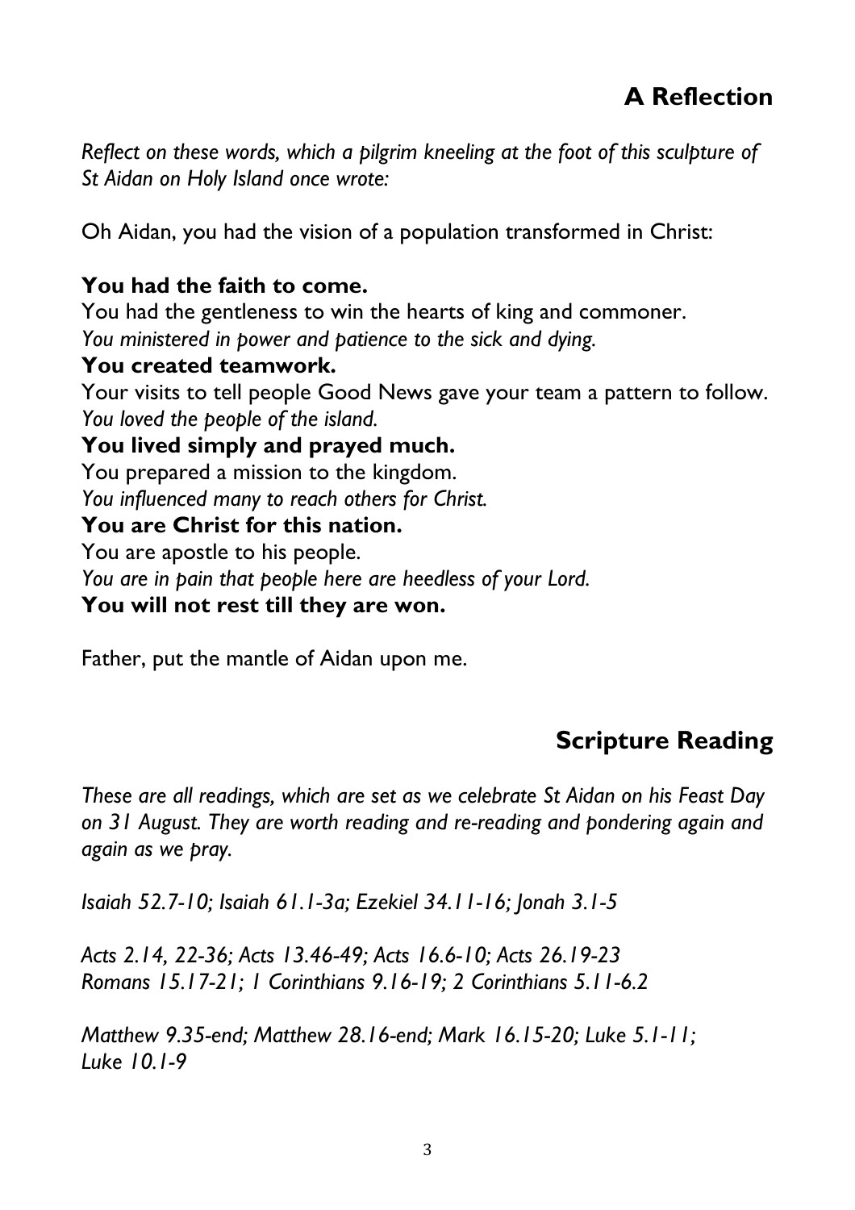## A Reflection

*Reflect on these words, which a pilgrim kneeling at the foot of this sculpture of St Aidan on Holy Island once wrote:*

Oh Aidan, you had the vision of a population transformed in Christ:

**You had the faith to come.**
You had the gentleness to win the hearts of king and commoner.
*You ministered in power and patience to the sick and dying.*
**You created teamwork.**
Your visits to tell people Good News gave your team a pattern to follow.
*You loved the people of the island.*
**You lived simply and prayed much.**
You prepared a mission to the kingdom.
*You influenced many to reach others for Christ.*
**You are Christ for this nation.**
You are apostle to his people.
*You are in pain that people here are heedless of your Lord.*
**You will not rest till they are won.**

Father, put the mantle of Aidan upon me.

## Scripture Reading

*These are all readings, which are set as we celebrate St Aidan on his Feast Day on 31 August. They are worth reading and re-reading and pondering again and again as we pray.*

*Isaiah 52.7-10; Isaiah 61.1-3a; Ezekiel 34.11-16; Jonah 3.1-5*

*Acts 2.14, 22-36; Acts 13.46-49; Acts 16.6-10; Acts 26.19-23*
*Romans 15.17-21; 1 Corinthians 9.16-19; 2 Corinthians 5.11-6.2*

*Matthew 9.35-end; Matthew 28.16-end; Mark 16.15-20; Luke 5.1-11; Luke 10.1-9*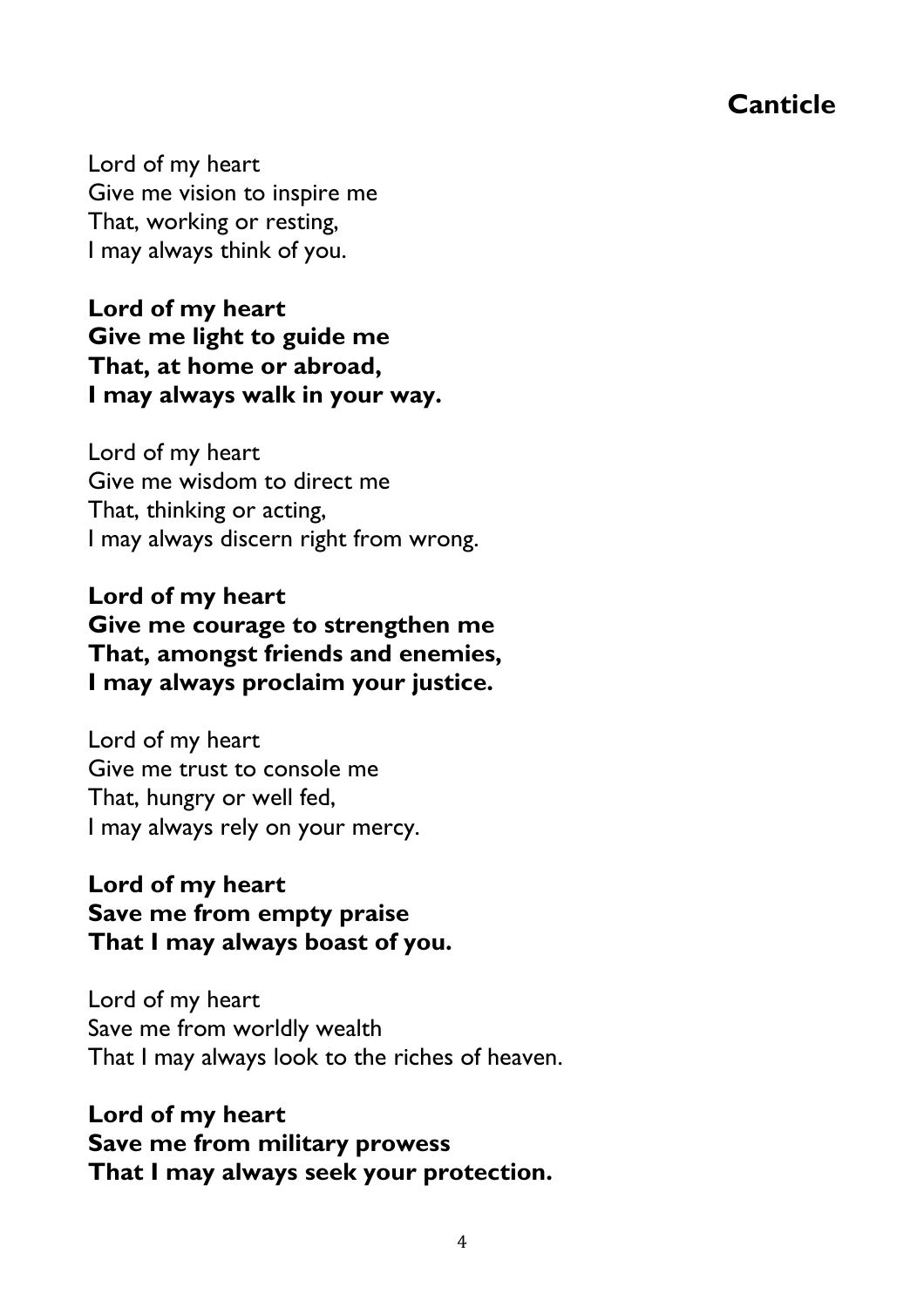## Canticle

Lord of my heart  
Give me vision to inspire me  
That, working or resting,  
I may always think of you.

**Lord of my heart**  
**Give me light to guide me**  
**That, at home or abroad,**  
**I may always walk in your way.**

Lord of my heart  
Give me wisdom to direct me  
That, thinking or acting,  
I may always discern right from wrong.

**Lord of my heart**  
**Give me courage to strengthen me**  
**That, amongst friends and enemies,**  
**I may always proclaim your justice.**

Lord of my heart  
Give me trust to console me  
That, hungry or well fed,  
I may always rely on your mercy.

**Lord of my heart**  
**Save me from empty praise**  
**That I may always boast of you.**

Lord of my heart  
Save me from worldly wealth  
That I may always look to the riches of heaven.

**Lord of my heart**  
**Save me from military prowess**  
**That I may always seek your protection.**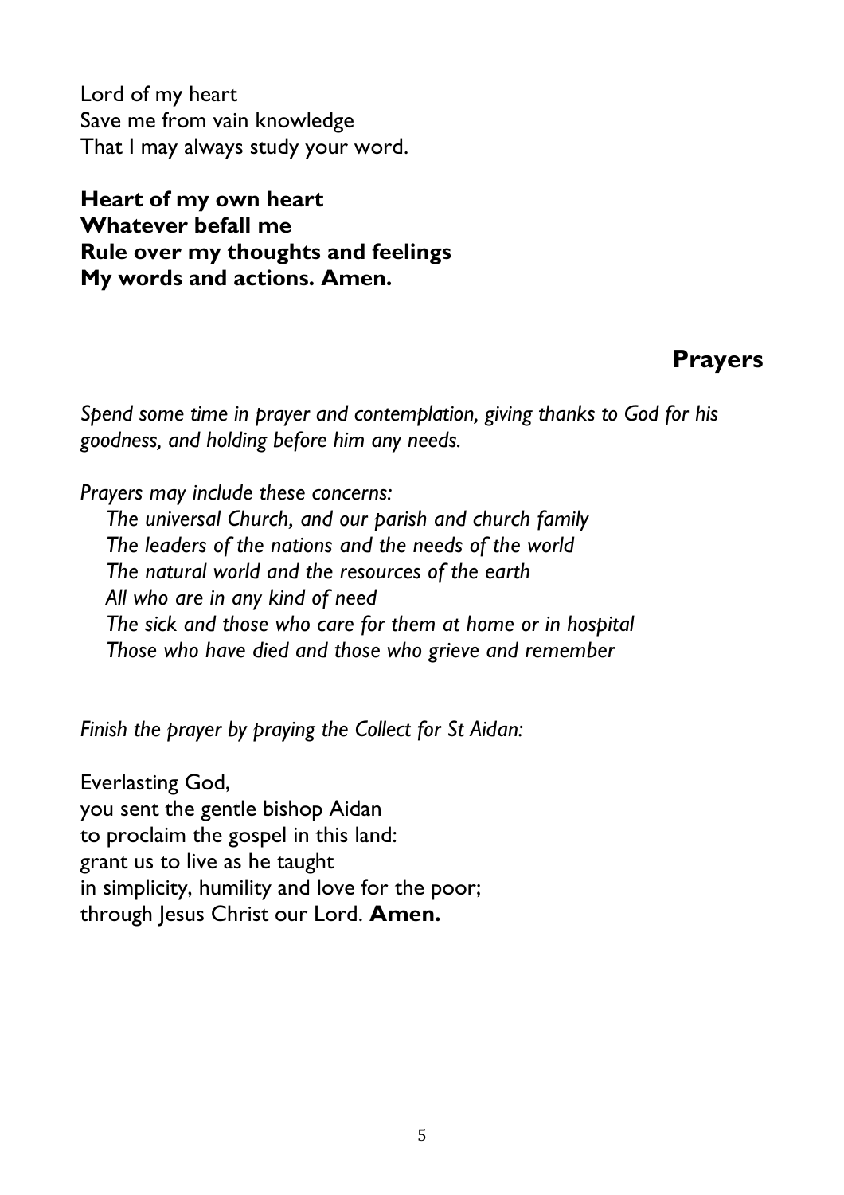Lord of my heart
Save me from vain knowledge
That I may always study your word.

**Heart of my own heart**
**Whatever befall me**
**Rule over my thoughts and feelings**
**My words and actions. Amen.**

## Prayers

*Spend some time in prayer and contemplation, giving thanks to God for his goodness, and holding before him any needs.*

*Prayers may include these concerns:*
*The universal Church, and our parish and church family*
*The leaders of the nations and the needs of the world*
*The natural world and the resources of the earth*
*All who are in any kind of need*
*The sick and those who care for them at home or in hospital*
*Those who have died and those who grieve and remember*

*Finish the prayer by praying the Collect for St Aidan:*

Everlasting God,
you sent the gentle bishop Aidan
to proclaim the gospel in this land:
grant us to live as he taught
in simplicity, humility and love for the poor;
through Jesus Christ our Lord. **Amen.**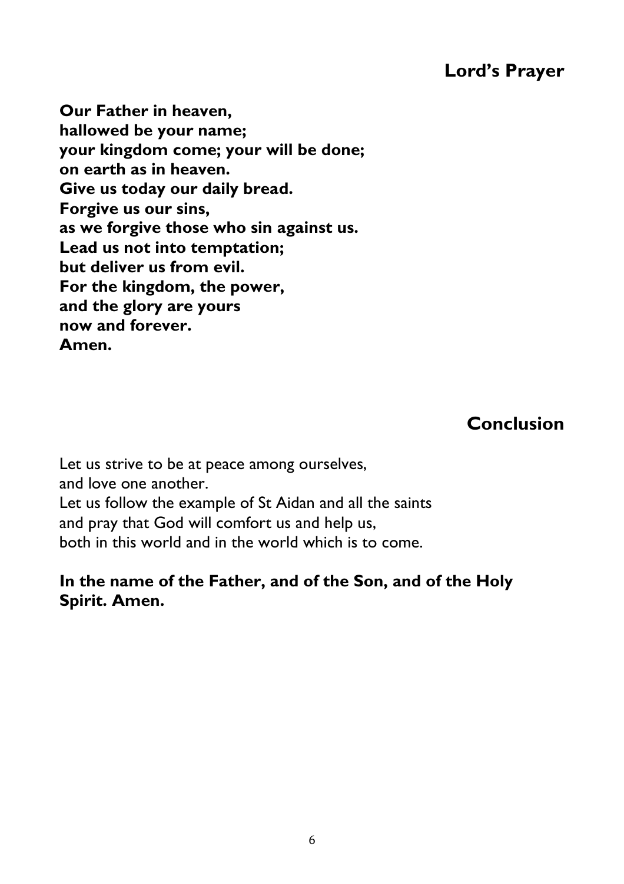## Lord’s Prayer

**Our Father in heaven,**
**hallowed be your name;**
**your kingdom come; your will be done;**
**on earth as in heaven.**
**Give us today our daily bread.**
**Forgive us our sins,**
**as we forgive those who sin against us.**
**Lead us not into temptation;**
**but deliver us from evil.**
**For the kingdom, the power,**
**and the glory are yours**
**now and forever.**
**Amen.**

## Conclusion

Let us strive to be at peace among ourselves,
and love one another.
Let us follow the example of St Aidan and all the saints
and pray that God will comfort us and help us,
both in this world and in the world which is to come.

**In the name of the Father, and of the Son, and of the Holy Spirit. Amen.**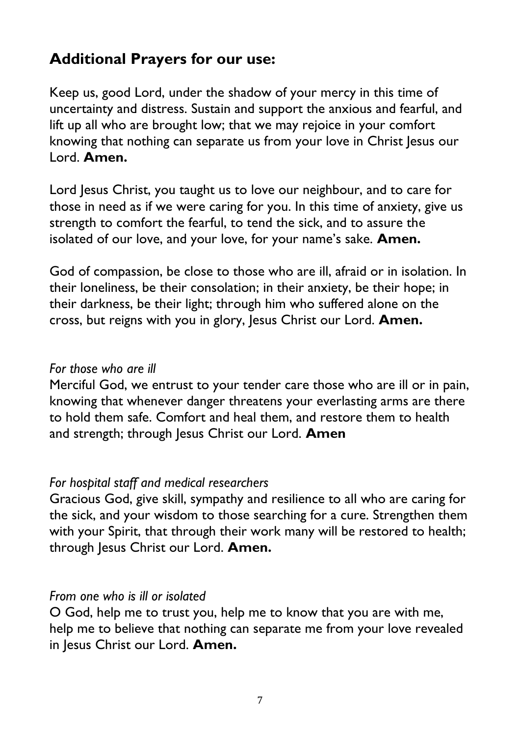## Additional Prayers for our use:

Keep us, good Lord, under the shadow of your mercy in this time of uncertainty and distress. Sustain and support the anxious and fearful, and lift up all who are brought low; that we may rejoice in your comfort knowing that nothing can separate us from your love in Christ Jesus our Lord. **Amen.**

Lord Jesus Christ, you taught us to love our neighbour, and to care for those in need as if we were caring for you. In this time of anxiety, give us strength to comfort the fearful, to tend the sick, and to assure the isolated of our love, and your love, for your name's sake. **Amen.**

God of compassion, be close to those who are ill, afraid or in isolation. In their loneliness, be their consolation; in their anxiety, be their hope; in their darkness, be their light; through him who suffered alone on the cross, but reigns with you in glory, Jesus Christ our Lord. **Amen.**

*For those who are ill*
Merciful God, we entrust to your tender care those who are ill or in pain, knowing that whenever danger threatens your everlasting arms are there to hold them safe. Comfort and heal them, and restore them to health and strength; through Jesus Christ our Lord. **Amen**

*For hospital staff and medical researchers*
Gracious God, give skill, sympathy and resilience to all who are caring for the sick, and your wisdom to those searching for a cure. Strengthen them with your Spirit, that through their work many will be restored to health; through Jesus Christ our Lord. **Amen.**

*From one who is ill or isolated*
O God, help me to trust you, help me to know that you are with me, help me to believe that nothing can separate me from your love revealed in Jesus Christ our Lord. **Amen.**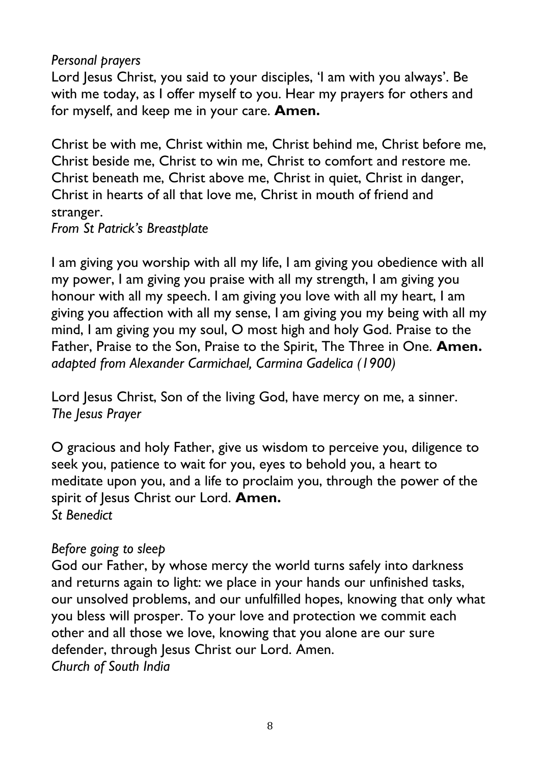*Personal prayers*

Lord Jesus Christ, you said to your disciples, 'I am with you always'. Be with me today, as I offer myself to you. Hear my prayers for others and for myself, and keep me in your care. **Amen.**

Christ be with me, Christ within me, Christ behind me, Christ before me, Christ beside me, Christ to win me, Christ to comfort and restore me. Christ beneath me, Christ above me, Christ in quiet, Christ in danger, Christ in hearts of all that love me, Christ in mouth of friend and stranger.
*From St Patrick's Breastplate*

I am giving you worship with all my life, I am giving you obedience with all my power, I am giving you praise with all my strength, I am giving you honour with all my speech. I am giving you love with all my heart, I am giving you affection with all my sense, I am giving you my being with all my mind, I am giving you my soul, O most high and holy God. Praise to the Father, Praise to the Son, Praise to the Spirit, The Three in One. **Amen.**
*adapted from Alexander Carmichael, Carmina Gadelica (1900)*

Lord Jesus Christ, Son of the living God, have mercy on me, a sinner.
*The Jesus Prayer*

O gracious and holy Father, give us wisdom to perceive you, diligence to seek you, patience to wait for you, eyes to behold you, a heart to meditate upon you, and a life to proclaim you, through the power of the spirit of Jesus Christ our Lord. **Amen.**
*St Benedict*

*Before going to sleep*

God our Father, by whose mercy the world turns safely into darkness and returns again to light: we place in your hands our unfinished tasks, our unsolved problems, and our unfulfilled hopes, knowing that only what you bless will prosper. To your love and protection we commit each other and all those we love, knowing that you alone are our sure defender, through Jesus Christ our Lord. Amen.
*Church of South India*